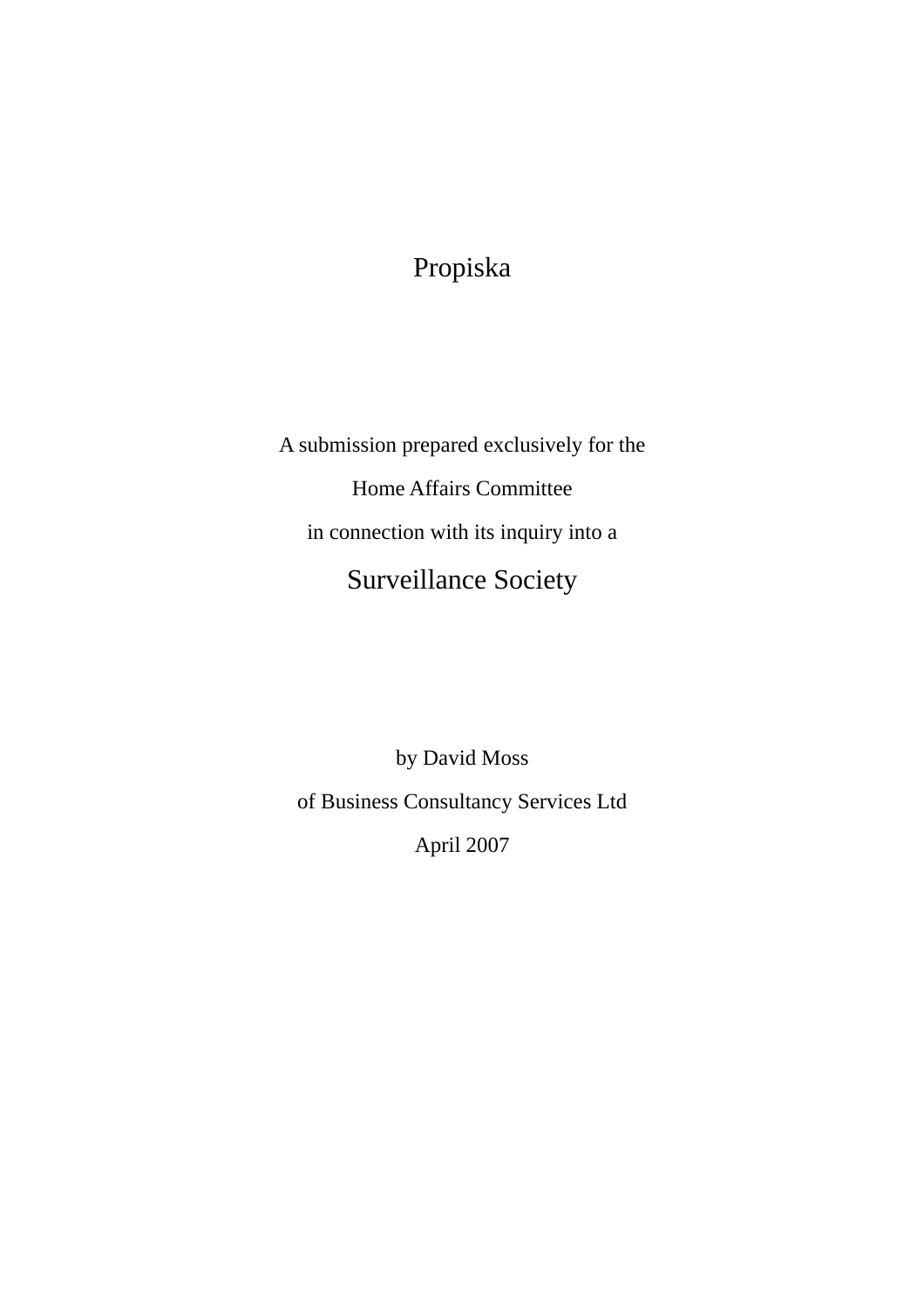# Propiska

A submission prepared exclusively for the

Home Affairs Committee

in connection with its inquiry into a

## Surveillance Society

by David Moss

of Business Consultancy Services Ltd

April 2007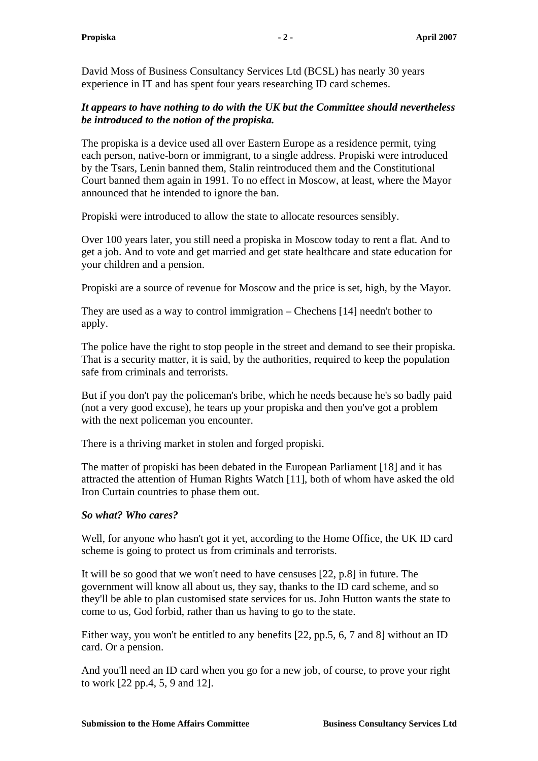David Moss of Business Consultancy Services Ltd (BCSL) has nearly 30 years experience in IT and has spent four years researching ID card schemes.

***It appears to have nothing to do with the UK but the Committee should nevertheless be introduced to the notion of the propiska.***

The propiska is a device used all over Eastern Europe as a residence permit, tying each person, native-born or immigrant, to a single address. Propiski were introduced by the Tsars, Lenin banned them, Stalin reintroduced them and the Constitutional Court banned them again in 1991. To no effect in Moscow, at least, where the Mayor announced that he intended to ignore the ban.

Propiski were introduced to allow the state to allocate resources sensibly.

Over 100 years later, you still need a propiska in Moscow today to rent a flat. And to get a job. And to vote and get married and get state healthcare and state education for your children and a pension.

Propiski are a source of revenue for Moscow and the price is set, high, by the Mayor.

They are used as a way to control immigration – Chechens [14] needn't bother to apply.

The police have the right to stop people in the street and demand to see their propiska. That is a security matter, it is said, by the authorities, required to keep the population safe from criminals and terrorists.

But if you don't pay the policeman's bribe, which he needs because he's so badly paid (not a very good excuse), he tears up your propiska and then you've got a problem with the next policeman you encounter.

There is a thriving market in stolen and forged propiski.

The matter of propiski has been debated in the European Parliament [18] and it has attracted the attention of Human Rights Watch [11], both of whom have asked the old Iron Curtain countries to phase them out.

***So what? Who cares?***

Well, for anyone who hasn't got it yet, according to the Home Office, the UK ID card scheme is going to protect us from criminals and terrorists.

It will be so good that we won't need to have censuses [22, p.8] in future. The government will know all about us, they say, thanks to the ID card scheme, and so they'll be able to plan customised state services for us. John Hutton wants the state to come to us, God forbid, rather than us having to go to the state.

Either way, you won't be entitled to any benefits [22, pp.5, 6, 7 and 8] without an ID card. Or a pension.

And you'll need an ID card when you go for a new job, of course, to prove your right to work [22 pp.4, 5, 9 and 12].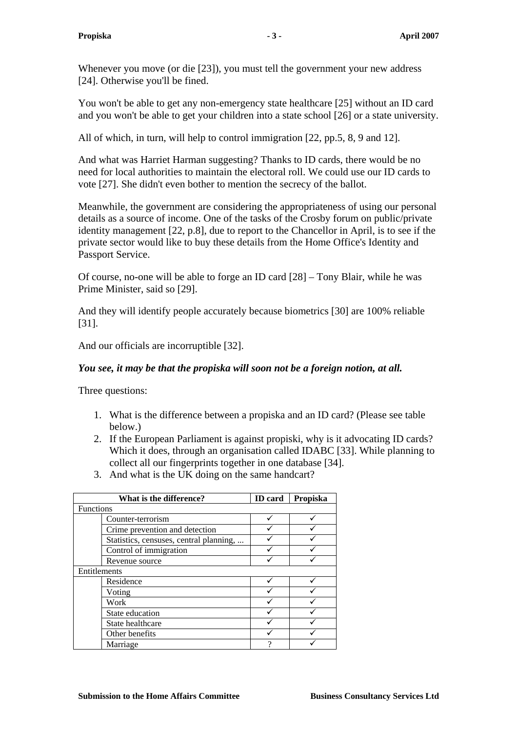Whenever you move (or die [23]), you must tell the government your new address [24]. Otherwise you'll be fined.

You won't be able to get any non-emergency state healthcare [25] without an ID card and you won't be able to get your children into a state school [26] or a state university.

All of which, in turn, will help to control immigration [22, pp.5, 8, 9 and 12].

And what was Harriet Harman suggesting? Thanks to ID cards, there would be no need for local authorities to maintain the electoral roll. We could use our ID cards to vote [27]. She didn't even bother to mention the secrecy of the ballot.

Meanwhile, the government are considering the appropriateness of using our personal details as a source of income. One of the tasks of the Crosby forum on public/private identity management [22, p.8], due to report to the Chancellor in April, is to see if the private sector would like to buy these details from the Home Office's Identity and Passport Service.

Of course, no-one will be able to forge an ID card [28] – Tony Blair, while he was Prime Minister, said so [29].

And they will identify people accurately because biometrics [30] are 100% reliable [31].

And our officials are incorruptible [32].

***You see, it may be that the propiska will soon not be a foreign notion, at all.***

Three questions:

1. What is the difference between a propiska and an ID card? (Please see table below.)
2. If the European Parliament is against propiski, why is it advocating ID cards? Which it does, through an organisation called IDABC [33]. While planning to collect all our fingerprints together in one database [34].
3. And what is the UK doing on the same handcart?

| What is the difference? | | ID card | Propiska |
|---|---|---|---|
| Functions | | | |
| | Counter-terrorism | ✓ | ✓ |
| | Crime prevention and detection | ✓ | ✓ |
| | Statistics, censuses, central planning, ... | ✓ | ✓ |
| | Control of immigration | ✓ | ✓ |
| | Revenue source | ✓ | ✓ |
| Entitlements | | | |
| | Residence | ✓ | ✓ |
| | Voting | ✓ | ✓ |
| | Work | ✓ | ✓ |
| | State education | ✓ | ✓ |
| | State healthcare | ✓ | ✓ |
| | Other benefits | ✓ | ✓ |
| | Marriage | ? | ✓ |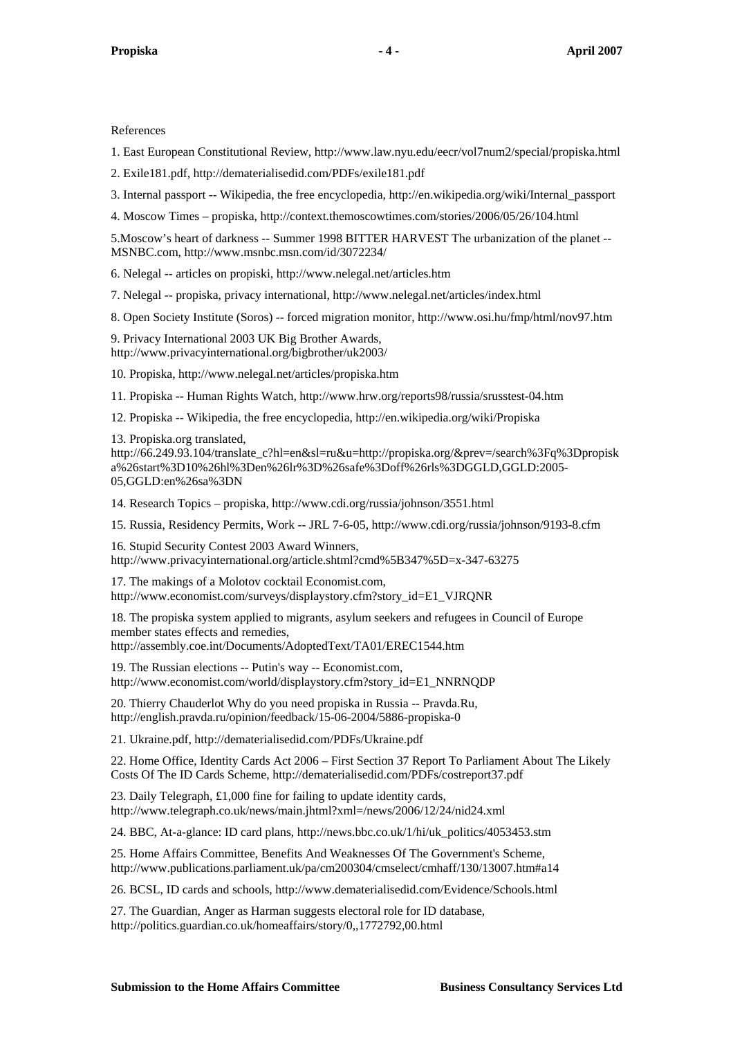References

1. East European Constitutional Review, http://www.law.nyu.edu/eecr/vol7num2/special/propiska.html

2. Exile181.pdf, http://dematerialisedid.com/PDFs/exile181.pdf

3. Internal passport -- Wikipedia, the free encyclopedia, http://en.wikipedia.org/wiki/Internal_passport

4. Moscow Times – propiska, http://context.themoscowtimes.com/stories/2006/05/26/104.html

5.Moscow's heart of darkness -- Summer 1998 BITTER HARVEST The urbanization of the planet -- MSNBC.com, http://www.msnbc.msn.com/id/3072234/

6. Nelegal -- articles on propiski, http://www.nelegal.net/articles.htm

7. Nelegal -- propiska, privacy international, http://www.nelegal.net/articles/index.html

8. Open Society Institute (Soros) -- forced migration monitor, http://www.osi.hu/fmp/html/nov97.htm

9. Privacy International 2003 UK Big Brother Awards, http://www.privacyinternational.org/bigbrother/uk2003/

10. Propiska, http://www.nelegal.net/articles/propiska.htm

11. Propiska -- Human Rights Watch, http://www.hrw.org/reports98/russia/srusstest-04.htm

12. Propiska -- Wikipedia, the free encyclopedia, http://en.wikipedia.org/wiki/Propiska

13. Propiska.org translated, http://66.249.93.104/translate_c?hl=en&sl=ru&u=http://propiska.org/&prev=/search%3Fq%3Dpropiska%26start%3D10%26hl%3Den%26lr%3D%26safe%3Doff%26rls%3DGGLD,GGLD:2005-05,GGLD:en%26sa%3DN

14. Research Topics – propiska, http://www.cdi.org/russia/johnson/3551.html

15. Russia, Residency Permits, Work -- JRL 7-6-05, http://www.cdi.org/russia/johnson/9193-8.cfm

16. Stupid Security Contest 2003 Award Winners, http://www.privacyinternational.org/article.shtml?cmd%5B347%5D=x-347-63275

17. The makings of a Molotov cocktail Economist.com, http://www.economist.com/surveys/displaystory.cfm?story_id=E1_VJRQNR

18. The propiska system applied to migrants, asylum seekers and refugees in Council of Europe member states effects and remedies, http://assembly.coe.int/Documents/AdoptedText/TA01/EREC1544.htm

19. The Russian elections -- Putin's way -- Economist.com, http://www.economist.com/world/displaystory.cfm?story_id=E1_NNRNQDP

20. Thierry Chauderlot Why do you need propiska in Russia -- Pravda.Ru, http://english.pravda.ru/opinion/feedback/15-06-2004/5886-propiska-0

21. Ukraine.pdf, http://dematerialisedid.com/PDFs/Ukraine.pdf

22. Home Office, Identity Cards Act 2006 – First Section 37 Report To Parliament About The Likely Costs Of The ID Cards Scheme, http://dematerialisedid.com/PDFs/costreport37.pdf

23. Daily Telegraph, £1,000 fine for failing to update identity cards, http://www.telegraph.co.uk/news/main.jhtml?xml=/news/2006/12/24/nid24.xml

24. BBC, At-a-glance: ID card plans, http://news.bbc.co.uk/1/hi/uk_politics/4053453.stm

25. Home Affairs Committee, Benefits And Weaknesses Of The Government's Scheme, http://www.publications.parliament.uk/pa/cm200304/cmselect/cmhaff/130/13007.htm#a14

26. BCSL, ID cards and schools, http://www.dematerialisedid.com/Evidence/Schools.html

27. The Guardian, Anger as Harman suggests electoral role for ID database, http://politics.guardian.co.uk/homeaffairs/story/0,,1772792,00.html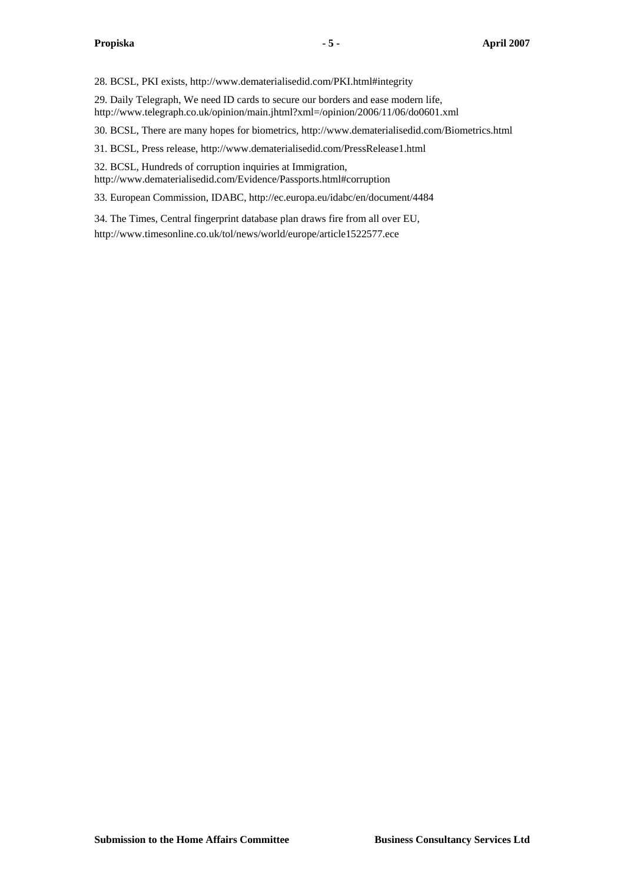28. BCSL, PKI exists, http://www.dematerialisedid.com/PKI.html#integrity

29. Daily Telegraph, We need ID cards to secure our borders and ease modern life, http://www.telegraph.co.uk/opinion/main.jhtml?xml=/opinion/2006/11/06/do0601.xml

30. BCSL, There are many hopes for biometrics, http://www.dematerialisedid.com/Biometrics.html

31. BCSL, Press release, http://www.dematerialisedid.com/PressRelease1.html

32. BCSL, Hundreds of corruption inquiries at Immigration, http://www.dematerialisedid.com/Evidence/Passports.html#corruption

33. European Commission, IDABC, http://ec.europa.eu/idabc/en/document/4484

34. The Times, Central fingerprint database plan draws fire from all over EU, http://www.timesonline.co.uk/tol/news/world/europe/article1522577.ece